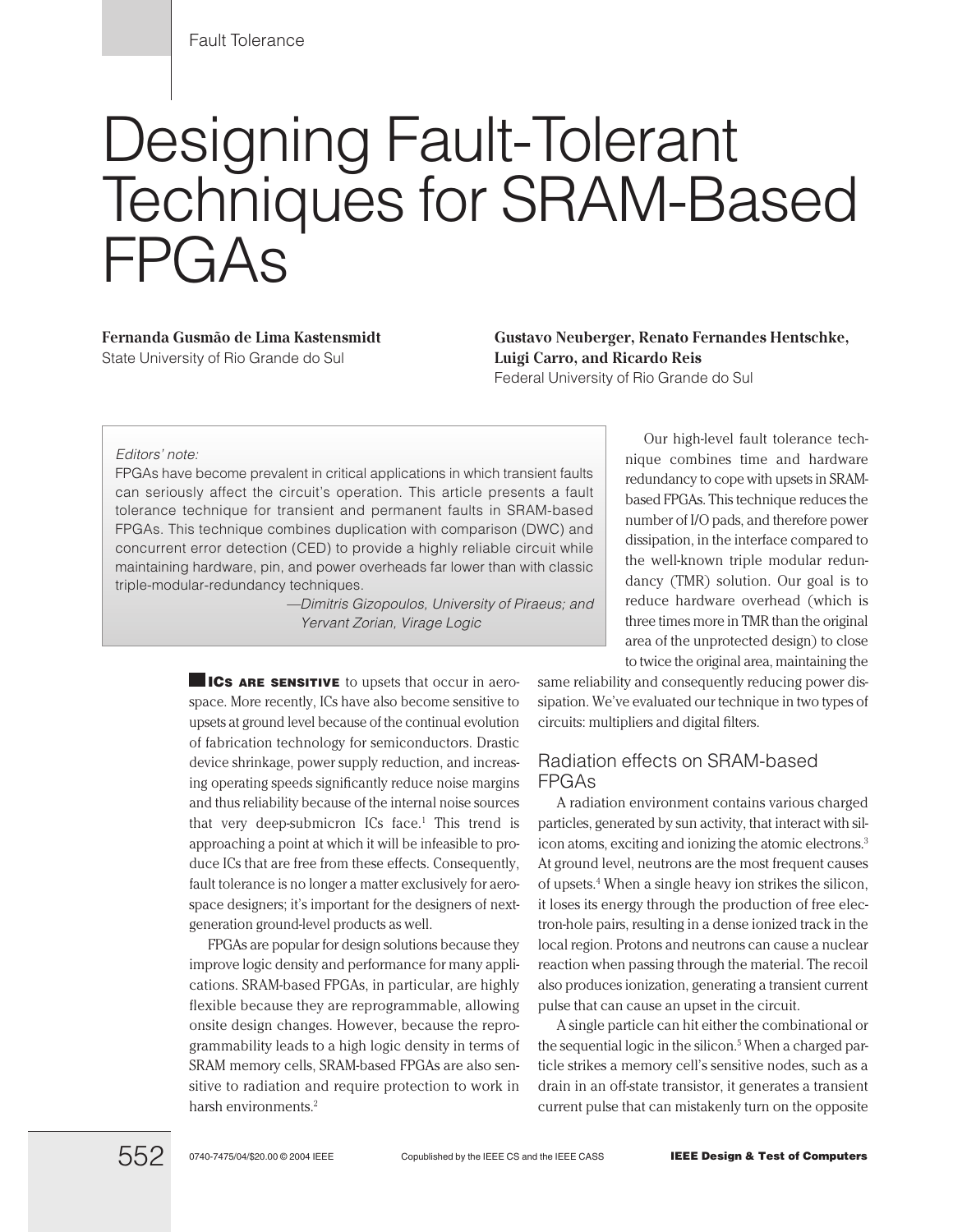# Designing Fault-Tolerant Techniques for SRAM-Based FPGAs

**Fernanda Gusmão de Lima Kastensmidt**
State University of Rio Grande do Sul

**Gustavo Neuberger, Renato Fernandes Hentschke, Luigi Carro, and Ricardo Reis**
Federal University of Rio Grande do Sul

*Editors' note:*
FPGAs have become prevalent in critical applications in which transient faults can seriously affect the circuit's operation. This article presents a fault tolerance technique for transient and permanent faults in SRAM-based FPGAs. This technique combines duplication with comparison (DWC) and concurrent error detection (CED) to provide a highly reliable circuit while maintaining hardware, pin, and power overheads far lower than with classic triple-modular-redundancy techniques.

*—Dimitris Gizopoulos, University of Piraeus; and Yervant Zorian, Virage Logic*

**ICs ARE SENSITIVE** to upsets that occur in aerospace. More recently, ICs have also become sensitive to upsets at ground level because of the continual evolution of fabrication technology for semiconductors. Drastic device shrinkage, power supply reduction, and increasing operating speeds significantly reduce noise margins and thus reliability because of the internal noise sources that very deep-submicron ICs face.[1] This trend is approaching a point at which it will be infeasible to produce ICs that are free from these effects. Consequently, fault tolerance is no longer a matter exclusively for aerospace designers; it's important for the designers of next-generation ground-level products as well.

FPGAs are popular for design solutions because they improve logic density and performance for many applications. SRAM-based FPGAs, in particular, are highly flexible because they are reprogrammable, allowing onsite design changes. However, because the reprogrammability leads to a high logic density in terms of SRAM memory cells, SRAM-based FPGAs are also sensitive to radiation and require protection to work in harsh environments.[2]

Our high-level fault tolerance technique combines time and hardware redundancy to cope with upsets in SRAM-based FPGAs. This technique reduces the number of I/O pads, and therefore power dissipation, in the interface compared to the well-known triple modular redundancy (TMR) solution. Our goal is to reduce hardware overhead (which is three times more in TMR than the original area of the unprotected design) to close to twice the original area, maintaining the same reliability and consequently reducing power dissipation. We've evaluated our technique in two types of circuits: multipliers and digital filters.

## Radiation effects on SRAM-based FPGAs

A radiation environment contains various charged particles, generated by sun activity, that interact with silicon atoms, exciting and ionizing the atomic electrons.[3] At ground level, neutrons are the most frequent causes of upsets.[4] When a single heavy ion strikes the silicon, it loses its energy through the production of free electron-hole pairs, resulting in a dense ionized track in the local region. Protons and neutrons can cause a nuclear reaction when passing through the material. The recoil also produces ionization, generating a transient current pulse that can cause an upset in the circuit.

A single particle can hit either the combinational or the sequential logic in the silicon.[5] When a charged particle strikes a memory cell's sensitive nodes, such as a drain in an off-state transistor, it generates a transient current pulse that can mistakenly turn on the opposite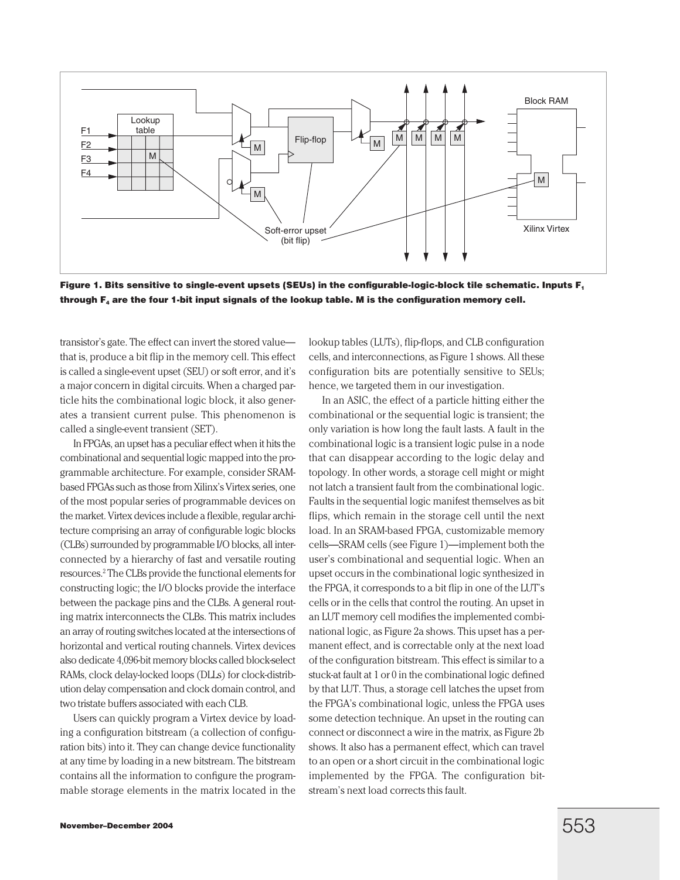**Figure 1. Bits sensitive to single-event upsets (SEUs) in the configurable-logic-block tile schematic. Inputs $F_1$ through $F_4$ are the four 1-bit input signals of the lookup table. M is the configuration memory cell.**

transistor's gate. The effect can invert the stored value—that is, produce a bit flip in the memory cell. This effect is called a single-event upset (SEU) or soft error, and it's a major concern in digital circuits. When a charged particle hits the combinational logic block, it also generates a transient current pulse. This phenomenon is called a single-event transient (SET).

In FPGAs, an upset has a peculiar effect when it hits the combinational and sequential logic mapped into the programmable architecture. For example, consider SRAM-based FPGAs such as those from Xilinx's Virtex series, one of the most popular series of programmable devices on the market. Virtex devices include a flexible, regular architecture comprising an array of configurable logic blocks (CLBs) surrounded by programmable I/O blocks, all interconnected by a hierarchy of fast and versatile routing resources.[2] The CLBs provide the functional elements for constructing logic; the I/O blocks provide the interface between the package pins and the CLBs. A general routing matrix interconnects the CLBs. This matrix includes an array of routing switches located at the intersections of horizontal and vertical routing channels. Virtex devices also dedicate 4,096-bit memory blocks called block-select RAMs, clock delay-locked loops (DLLs) for clock-distribution delay compensation and clock domain control, and two tristate buffers associated with each CLB.

Users can quickly program a Virtex device by loading a configuration bitstream (a collection of configuration bits) into it. They can change device functionality at any time by loading in a new bitstream. The bitstream contains all the information to configure the programmable storage elements in the matrix located in the lookup tables (LUTs), flip-flops, and CLB configuration cells, and interconnections, as Figure 1 shows. All these configuration bits are potentially sensitive to SEUs; hence, we targeted them in our investigation.

In an ASIC, the effect of a particle hitting either the combinational or the sequential logic is transient; the only variation is how long the fault lasts. A fault in the combinational logic is a transient logic pulse in a node that can disappear according to the logic delay and topology. In other words, a storage cell might or might not latch a transient fault from the combinational logic. Faults in the sequential logic manifest themselves as bit flips, which remain in the storage cell until the next load. In an SRAM-based FPGA, customizable memory cells—SRAM cells (see Figure 1)—implement both the user's combinational and sequential logic. When an upset occurs in the combinational logic synthesized in the FPGA, it corresponds to a bit flip in one of the LUT's cells or in the cells that control the routing. An upset in an LUT memory cell modifies the implemented combinational logic, as Figure 2a shows. This upset has a permanent effect, and is correctable only at the next load of the configuration bitstream. This effect is similar to a stuck-at fault at 1 or 0 in the combinational logic defined by that LUT. Thus, a storage cell latches the upset from the FPGA's combinational logic, unless the FPGA uses some detection technique. An upset in the routing can connect or disconnect a wire in the matrix, as Figure 2b shows. It also has a permanent effect, which can travel to an open or a short circuit in the combinational logic implemented by the FPGA. The configuration bitstream's next load corrects this fault.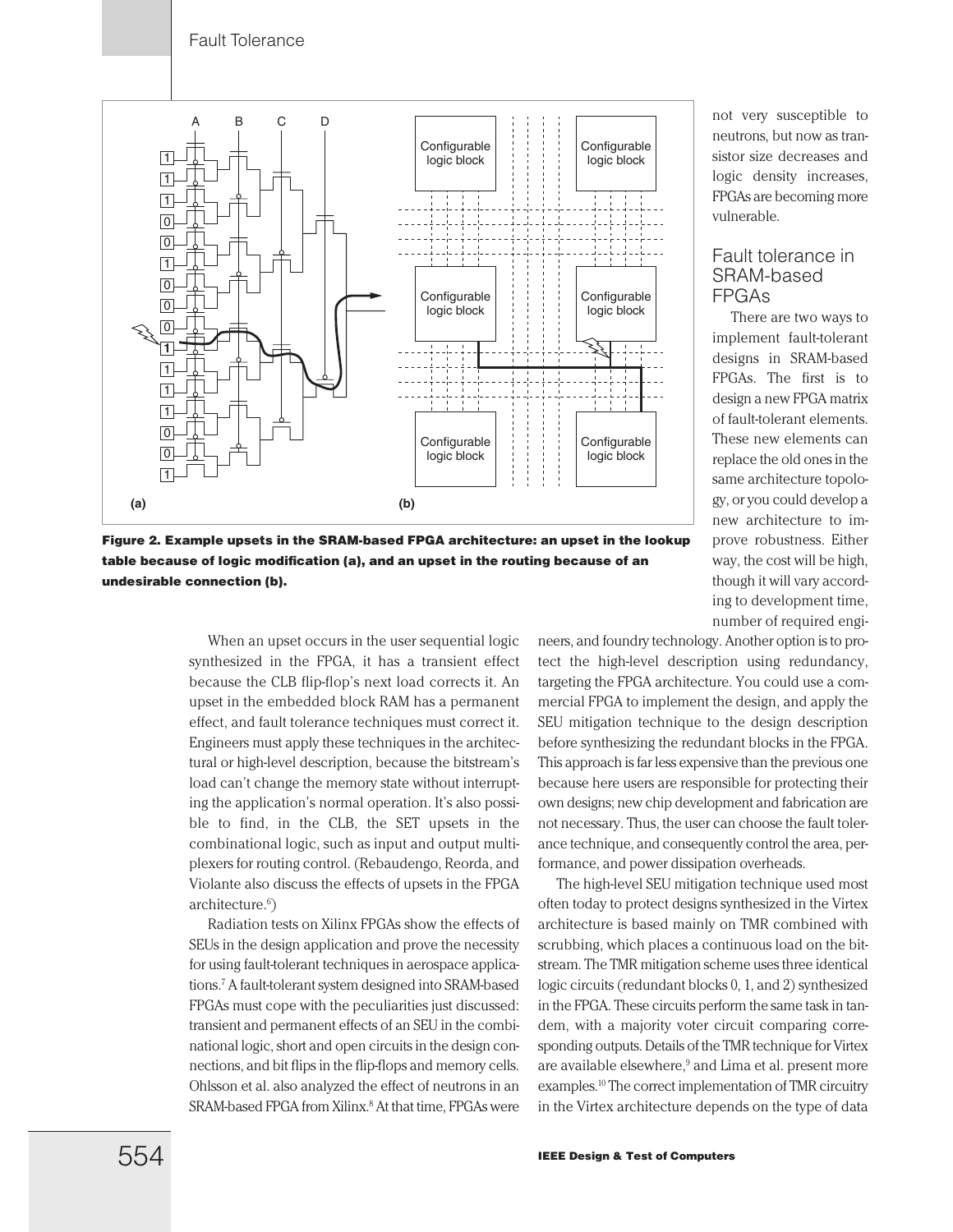Figure 2. Example upsets in the SRAM-based FPGA architecture: an upset in the lookup table because of logic modification (a), and an upset in the routing because of an undesirable connection (b).

When an upset occurs in the user sequential logic synthesized in the FPGA, it has a transient effect because the CLB flip-flop's next load corrects it. An upset in the embedded block RAM has a permanent effect, and fault tolerance techniques must correct it. Engineers must apply these techniques in the architectural or high-level description, because the bitstream's load can't change the memory state without interrupting the application's normal operation. It's also possible to find, in the CLB, the SET upsets in the combinational logic, such as input and output multiplexers for routing control. (Rebaudengo, Reorda, and Violante also discuss the effects of upsets in the FPGA architecture.[6])

Radiation tests on Xilinx FPGAs show the effects of SEUs in the design application and prove the necessity for using fault-tolerant techniques in aerospace applications.[7] A fault-tolerant system designed into SRAM-based FPGAs must cope with the peculiarities just discussed: transient and permanent effects of an SEU in the combinational logic, short and open circuits in the design connections, and bit flips in the flip-flops and memory cells. Ohlsson et al. also analyzed the effect of neutrons in an SRAM-based FPGA from Xilinx.[8] At that time, FPGAs were not very susceptible to neutrons, but now as transistor size decreases and logic density increases, FPGAs are becoming more vulnerable.

## Fault tolerance in SRAM-based FPGAs

There are two ways to implement fault-tolerant designs in SRAM-based FPGAs. The first is to design a new FPGA matrix of fault-tolerant elements. These new elements can replace the old ones in the same architecture topology, or you could develop a new architecture to improve robustness. Either way, the cost will be high, though it will vary according to development time, number of required engineers, and foundry technology. Another option is to protect the high-level description using redundancy, targeting the FPGA architecture. You could use a commercial FPGA to implement the design, and apply the SEU mitigation technique to the design description before synthesizing the redundant blocks in the FPGA. This approach is far less expensive than the previous one because here users are responsible for protecting their own designs; new chip development and fabrication are not necessary. Thus, the user can choose the fault tolerance technique, and consequently control the area, performance, and power dissipation overheads.

The high-level SEU mitigation technique used most often today to protect designs synthesized in the Virtex architecture is based mainly on TMR combined with scrubbing, which places a continuous load on the bitstream. The TMR mitigation scheme uses three identical logic circuits (redundant blocks 0, 1, and 2) synthesized in the FPGA. These circuits perform the same task in tandem, with a majority voter circuit comparing corresponding outputs. Details of the TMR technique for Virtex are available elsewhere,[9] and Lima et al. present more examples.[10] The correct implementation of TMR circuitry in the Virtex architecture depends on the type of data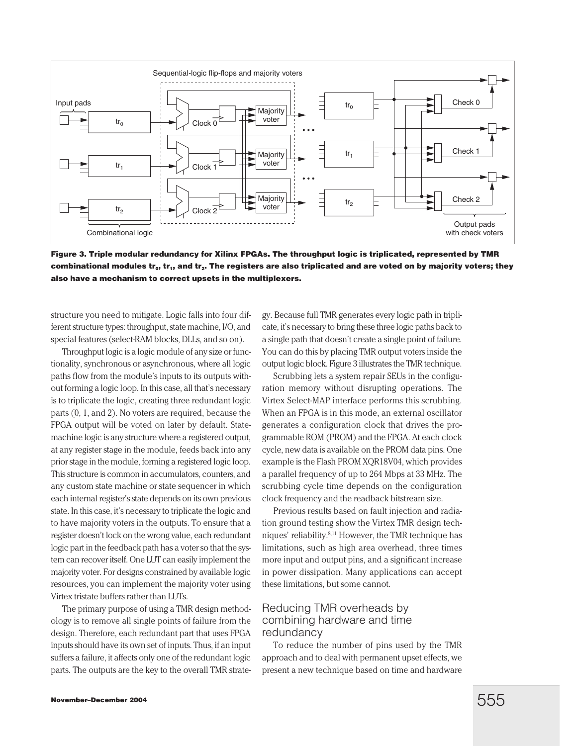Figure 3. Triple modular redundancy for Xilinx FPGAs. The throughput logic is triplicated, represented by TMR combinational modules $tr_0$, $tr_1$, and $tr_2$. The registers are also triplicated and are voted on by majority voters; they also have a mechanism to correct upsets in the multiplexers.

structure you need to mitigate. Logic falls into four different structure types: throughput, state machine, I/O, and special features (select-RAM blocks, DLLs, and so on).

Throughput logic is a logic module of any size or functionality, synchronous or asynchronous, where all logic paths flow from the module's inputs to its outputs without forming a logic loop. In this case, all that's necessary is to triplicate the logic, creating three redundant logic parts (0, 1, and 2). No voters are required, because the FPGA output will be voted on later by default. State-machine logic is any structure where a registered output, at any register stage in the module, feeds back into any prior stage in the module, forming a registered logic loop. This structure is common in accumulators, counters, and any custom state machine or state sequencer in which each internal register's state depends on its own previous state. In this case, it's necessary to triplicate the logic and to have majority voters in the outputs. To ensure that a register doesn't lock on the wrong value, each redundant logic part in the feedback path has a voter so that the system can recover itself. One LUT can easily implement the majority voter. For designs constrained by available logic resources, you can implement the majority voter using Virtex tristate buffers rather than LUTs.

The primary purpose of using a TMR design methodology is to remove all single points of failure from the design. Therefore, each redundant part that uses FPGA inputs should have its own set of inputs. Thus, if an input suffers a failure, it affects only one of the redundant logic parts. The outputs are the key to the overall TMR strategy. Because full TMR generates every logic path in triplicate, it's necessary to bring these three logic paths back to a single path that doesn't create a single point of failure. You can do this by placing TMR output voters inside the output logic block. Figure 3 illustrates the TMR technique.

Scrubbing lets a system repair SEUs in the configuration memory without disrupting operations. The Virtex Select-MAP interface performs this scrubbing. When an FPGA is in this mode, an external oscillator generates a configuration clock that drives the programmable ROM (PROM) and the FPGA. At each clock cycle, new data is available on the PROM data pins. One example is the Flash PROM XQR18V04, which provides a parallel frequency of up to 264 Mbps at 33 MHz. The scrubbing cycle time depends on the configuration clock frequency and the readback bitstream size.

Previous results based on fault injection and radiation ground testing show the Virtex TMR design techniques' reliability.[8,11] However, the TMR technique has limitations, such as high area overhead, three times more input and output pins, and a significant increase in power dissipation. Many applications can accept these limitations, but some cannot.

## Reducing TMR overheads by combining hardware and time redundancy

To reduce the number of pins used by the TMR approach and to deal with permanent upset effects, we present a new technique based on time and hardware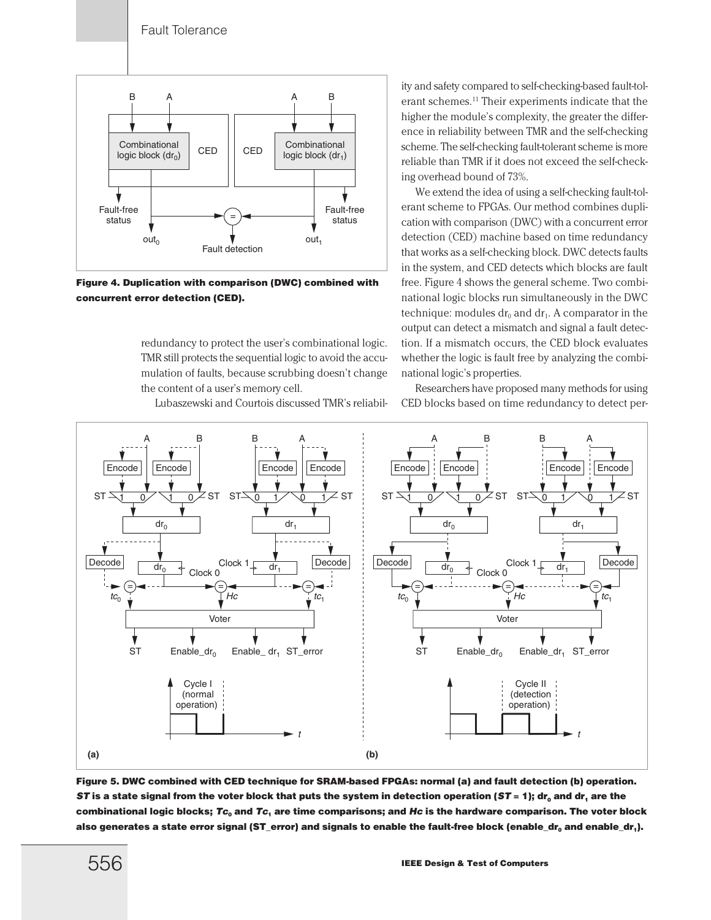Figure 4. Duplication with comparison (DWC) combined with concurrent error detection (CED).

redundancy to protect the user's combinational logic. TMR still protects the sequential logic to avoid the accumulation of faults, because scrubbing doesn't change the content of a user's memory cell.

Lubaszewski and Courtois discussed TMR's reliability and safety compared to self-checking-based fault-tolerant schemes.[11] Their experiments indicate that the higher the module's complexity, the greater the difference in reliability between TMR and the self-checking scheme. The self-checking fault-tolerant scheme is more reliable than TMR if it does not exceed the self-checking overhead bound of 73%.

We extend the idea of using a self-checking fault-tolerant scheme to FPGAs. Our method combines duplication with comparison (DWC) with a concurrent error detection (CED) machine based on time redundancy that works as a self-checking block. DWC detects faults in the system, and CED detects which blocks are fault free. Figure 4 shows the general scheme. Two combinational logic blocks run simultaneously in the DWC technique: modules $dr_0$ and $dr_1$. A comparator in the output can detect a mismatch and signal a fault detection. If a mismatch occurs, the CED block evaluates whether the logic is fault free by analyzing the combinational logic's properties.

Researchers have proposed many methods for using CED blocks based on time redundancy to detect per-

Figure 5. DWC combined with CED technique for SRAM-based FPGAs: normal (a) and fault detection (b) operation. *ST* is a state signal from the voter block that puts the system in detection operation (*ST* = 1); $dr_0$ and $dr_1$ are the combinational logic blocks; $Tc_0$ and $Tc_1$ are time comparisons; and *Hc* is the hardware comparison. The voter block also generates a state error signal (ST_error) and signals to enable the fault-free block ($enable\_dr_0$ and $enable\_dr_1$).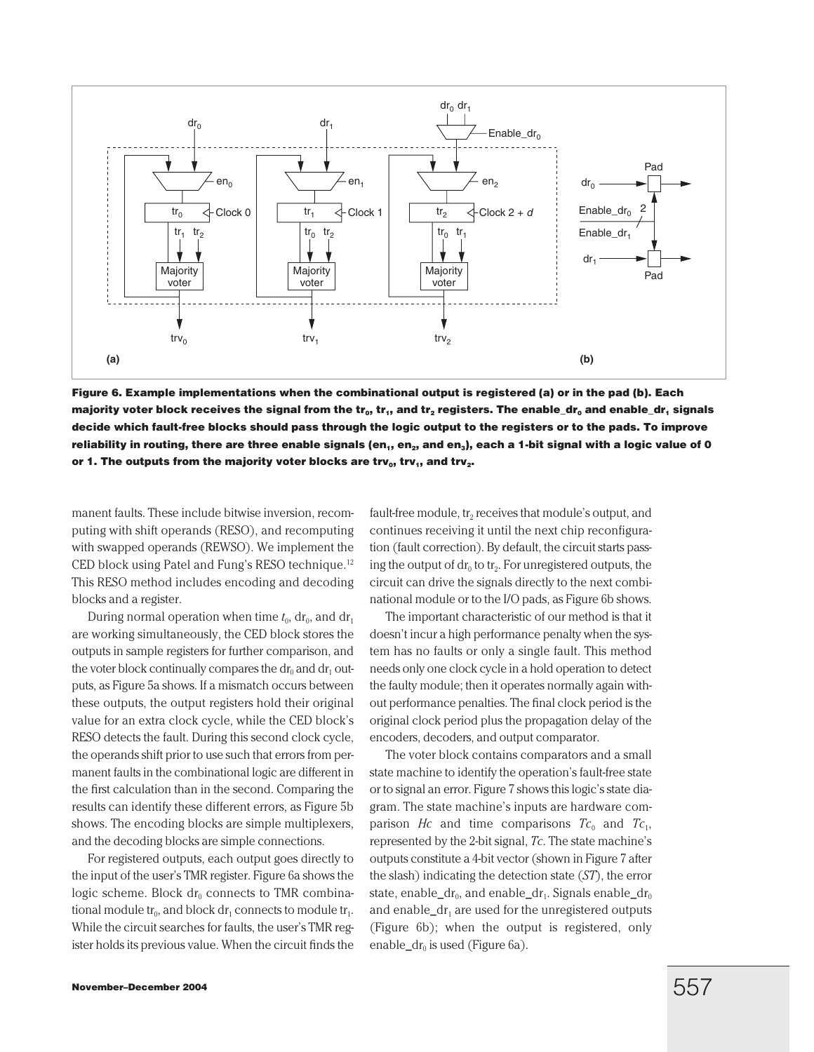Figure 6. Example implementations when the combinational output is registered (a) or in the pad (b). Each majority voter block receives the signal from the $tr_0$, $tr_1$, and $tr_2$ registers. The enable_$dr_0$ and enable_$dr_1$ signals decide which fault-free blocks should pass through the logic output to the registers or to the pads. To improve reliability in routing, there are three enable signals ($en_1$, $en_2$, and $en_3$), each a 1-bit signal with a logic value of 0 or 1. The outputs from the majority voter blocks are $trv_0$, $trv_1$, and $trv_2$.

manent faults. These include bitwise inversion, recomputing with shift operands (RESO), and recomputing with swapped operands (REWSO). We implement the CED block using Patel and Fung's RESO technique.[12] This RESO method includes encoding and decoding blocks and a register.

During normal operation when time $t_0$, $dr_0$, and $dr_1$ are working simultaneously, the CED block stores the outputs in sample registers for further comparison, and the voter block continually compares the $dr_0$ and $dr_1$ outputs, as Figure 5a shows. If a mismatch occurs between these outputs, the output registers hold their original value for an extra clock cycle, while the CED block's RESO detects the fault. During this second clock cycle, the operands shift prior to use such that errors from permanent faults in the combinational logic are different in the first calculation than in the second. Comparing the results can identify these different errors, as Figure 5b shows. The encoding blocks are simple multiplexers, and the decoding blocks are simple connections.

For registered outputs, each output goes directly to the input of the user's TMR register. Figure 6a shows the logic scheme. Block $dr_0$ connects to TMR combinational module $tr_0$, and block $dr_1$ connects to module $tr_1$. While the circuit searches for faults, the user's TMR register holds its previous value. When the circuit finds the fault-free module, $tr_2$ receives that module's output, and continues receiving it until the next chip reconfiguration (fault correction). By default, the circuit starts passing the output of $dr_0$ to $tr_2$. For unregistered outputs, the circuit can drive the signals directly to the next combinational module or to the I/O pads, as Figure 6b shows.

The important characteristic of our method is that it doesn't incur a high performance penalty when the system has no faults or only a single fault. This method needs only one clock cycle in a hold operation to detect the faulty module; then it operates normally again without performance penalties. The final clock period is the original clock period plus the propagation delay of the encoders, decoders, and output comparator.

The voter block contains comparators and a small state machine to identify the operation's fault-free state or to signal an error. Figure 7 shows this logic's state diagram. The state machine's inputs are hardware comparison *Hc* and time comparisons $Tc_0$ and $Tc_1$, represented by the 2-bit signal, *Tc*. The state machine's outputs constitute a 4-bit vector (shown in Figure 7 after the slash) indicating the detection state (*ST*), the error state, enable_$dr_0$, and enable_$dr_1$. Signals enable_$dr_0$ and enable_$dr_1$ are used for the unregistered outputs (Figure 6b); when the output is registered, only enable_$dr_0$ is used (Figure 6a).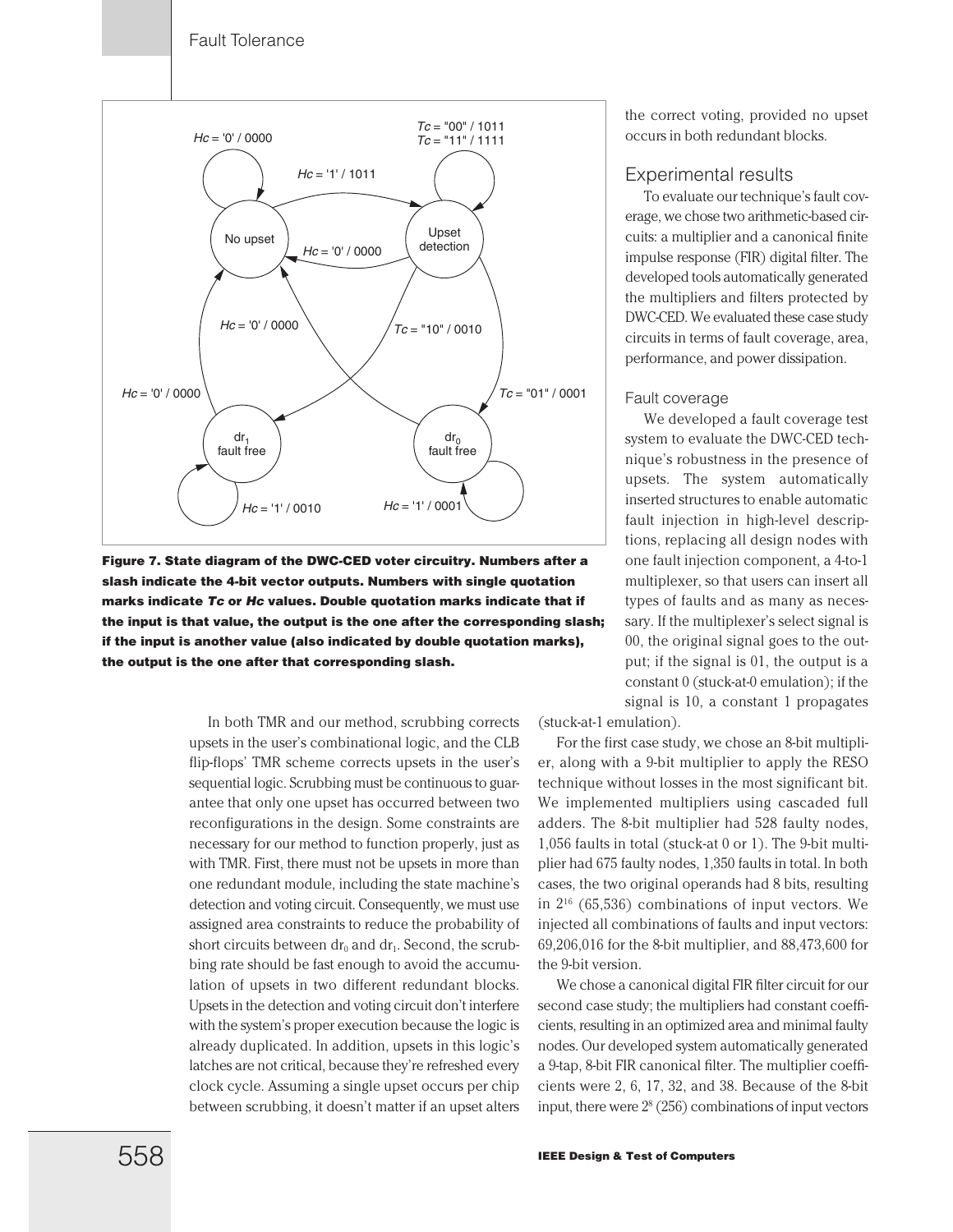Figure 7. State diagram of the DWC-CED voter circuitry. Numbers after a slash indicate the 4-bit vector outputs. Numbers with single quotation marks indicate *Tc* or *Hc* values. Double quotation marks indicate that if the input is that value, the output is the one after the corresponding slash; if the input is another value (also indicated by double quotation marks), the output is the one after that corresponding slash.

In both TMR and our method, scrubbing corrects upsets in the user's combinational logic, and the CLB flip-flops' TMR scheme corrects upsets in the user's sequential logic. Scrubbing must be continuous to guarantee that only one upset has occurred between two reconfigurations in the design. Some constraints are necessary for our method to function properly, just as with TMR. First, there must not be upsets in more than one redundant module, including the state machine's detection and voting circuit. Consequently, we must use assigned area constraints to reduce the probability of short circuits between $dr_0$ and $dr_1$. Second, the scrubbing rate should be fast enough to avoid the accumulation of upsets in two different redundant blocks. Upsets in the detection and voting circuit don't interfere with the system's proper execution because the logic is already duplicated. In addition, upsets in this logic's latches are not critical, because they're refreshed every clock cycle. Assuming a single upset occurs per chip between scrubbing, it doesn't matter if an upset alters the correct voting, provided no upset occurs in both redundant blocks.

## Experimental results

To evaluate our technique's fault coverage, we chose two arithmetic-based circuits: a multiplier and a canonical finite impulse response (FIR) digital filter. The developed tools automatically generated the multipliers and filters protected by DWC-CED. We evaluated these case study circuits in terms of fault coverage, area, performance, and power dissipation.

### Fault coverage

We developed a fault coverage test system to evaluate the DWC-CED technique's robustness in the presence of upsets. The system automatically inserted structures to enable automatic fault injection in high-level descriptions, replacing all design nodes with one fault injection component, a 4-to-1 multiplexer, so that users can insert all types of faults and as many as necessary. If the multiplexer's select signal is 00, the original signal goes to the output; if the signal is 01, the output is a constant 0 (stuck-at-0 emulation); if the signal is 10, a constant 1 propagates (stuck-at-1 emulation).

For the first case study, we chose an 8-bit multiplier, along with a 9-bit multiplier to apply the RESO technique without losses in the most significant bit. We implemented multipliers using cascaded full adders. The 8-bit multiplier had 528 faulty nodes, 1,056 faults in total (stuck-at 0 or 1). The 9-bit multiplier had 675 faulty nodes, 1,350 faults in total. In both cases, the two original operands had 8 bits, resulting in $2^{16}$ (65,536) combinations of input vectors. We injected all combinations of faults and input vectors: 69,206,016 for the 8-bit multiplier, and 88,473,600 for the 9-bit version.

We chose a canonical digital FIR filter circuit for our second case study; the multipliers had constant coefficients, resulting in an optimized area and minimal faulty nodes. Our developed system automatically generated a 9-tap, 8-bit FIR canonical filter. The multiplier coefficients were 2, 6, 17, 32, and 38. Because of the 8-bit input, there were $2^8$ (256) combinations of input vectors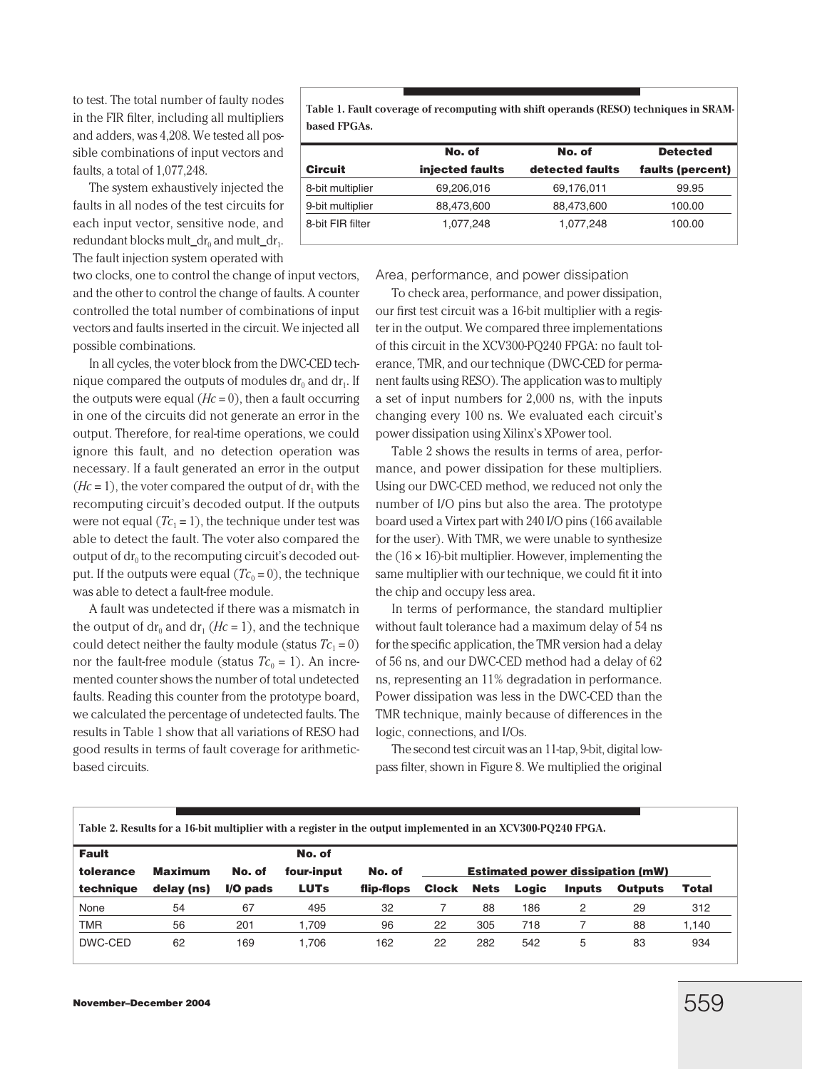to test. The total number of faulty nodes in the FIR filter, including all multipliers and adders, was 4,208. We tested all possible combinations of input vectors and faults, a total of 1,077,248.

The system exhaustively injected the faults in all nodes of the test circuits for each input vector, sensitive node, and redundant blocks mult_$dr_0$ and mult_$dr_1$. The fault injection system operated with two clocks, one to control the change of input vectors, and the other to control the change of faults. A counter controlled the total number of combinations of input vectors and faults inserted in the circuit. We injected all possible combinations.

In all cycles, the voter block from the DWC-CED technique compared the outputs of modules $dr_0$ and $dr_1$. If the outputs were equal ($Hc = 0$), then a fault occurring in one of the circuits did not generate an error in the output. Therefore, for real-time operations, we could ignore this fault, and no detection operation was necessary. If a fault generated an error in the output ($Hc = 1$), the voter compared the output of $dr_1$ with the recomputing circuit's decoded output. If the outputs were not equal ($Tc_1 = 1$), the technique under test was able to detect the fault. The voter also compared the output of $dr_0$ to the recomputing circuit's decoded output. If the outputs were equal ($Tc_0 = 0$), the technique was able to detect a fault-free module.

A fault was undetected if there was a mismatch in the output of $dr_0$ and $dr_1$ ($Hc = 1$), and the technique could detect neither the faulty module (status $Tc_1 = 0$) nor the fault-free module (status $Tc_0 = 1$). An incremented counter shows the number of total undetected faults. Reading this counter from the prototype board, we calculated the percentage of undetected faults. The results in Table 1 show that all variations of RESO had good results in terms of fault coverage for arithmetic-based circuits.

**Table 1. Fault coverage of recomputing with shift operands (RESO) techniques in SRAM-based FPGAs.**

| Circuit | No. of injected faults | No. of detected faults | Detected faults (percent) |
|---|---|---|---|
| 8-bit multiplier | 69,206,016 | 69,176,011 | 99.95 |
| 9-bit multiplier | 88,473,600 | 88,473,600 | 100.00 |
| 8-bit FIR filter | 1,077,248 | 1,077,248 | 100.00 |

### Area, performance, and power dissipation

To check area, performance, and power dissipation, our first test circuit was a 16-bit multiplier with a register in the output. We compared three implementations of this circuit in the XCV300-PQ240 FPGA: no fault tolerance, TMR, and our technique (DWC-CED for permanent faults using RESO). The application was to multiply a set of input numbers for 2,000 ns, with the inputs changing every 100 ns. We evaluated each circuit's power dissipation using Xilinx's XPower tool.

Table 2 shows the results in terms of area, performance, and power dissipation for these multipliers. Using our DWC-CED method, we reduced not only the number of I/O pins but also the area. The prototype board used a Virtex part with 240 I/O pins (166 available for the user). With TMR, we were unable to synthesize the (16 × 16)-bit multiplier. However, implementing the same multiplier with our technique, we could fit it into the chip and occupy less area.

In terms of performance, the standard multiplier without fault tolerance had a maximum delay of 54 ns for the specific application, the TMR version had a delay of 56 ns, and our DWC-CED method had a delay of 62 ns, representing an 11% degradation in performance. Power dissipation was less in the DWC-CED than the TMR technique, mainly because of differences in the logic, connections, and I/Os.

The second test circuit was an 11-tap, 9-bit, digital low-pass filter, shown in Figure 8. We multiplied the original

**Table 2. Results for a 16-bit multiplier with a register in the output implemented in an XCV300-PQ240 FPGA.**

| Fault tolerance technique | Maximum delay (ns) | No. of I/O pads | No. of four-input LUTs | No. of flip-flops | Estimated power dissipation (mW) | | | | | |
|---|---|---|---|---|---|---|---|---|---|---|
| | | | | | Clock | Nets | Logic | Inputs | Outputs | Total |
| None | 54 | 67 | 495 | 32 | 7 | 88 | 186 | 2 | 29 | 312 |
| TMR | 56 | 201 | 1,709 | 96 | 22 | 305 | 718 | 7 | 88 | 1,140 |
| DWC-CED | 62 | 169 | 1,706 | 162 | 22 | 282 | 542 | 5 | 83 | 934 |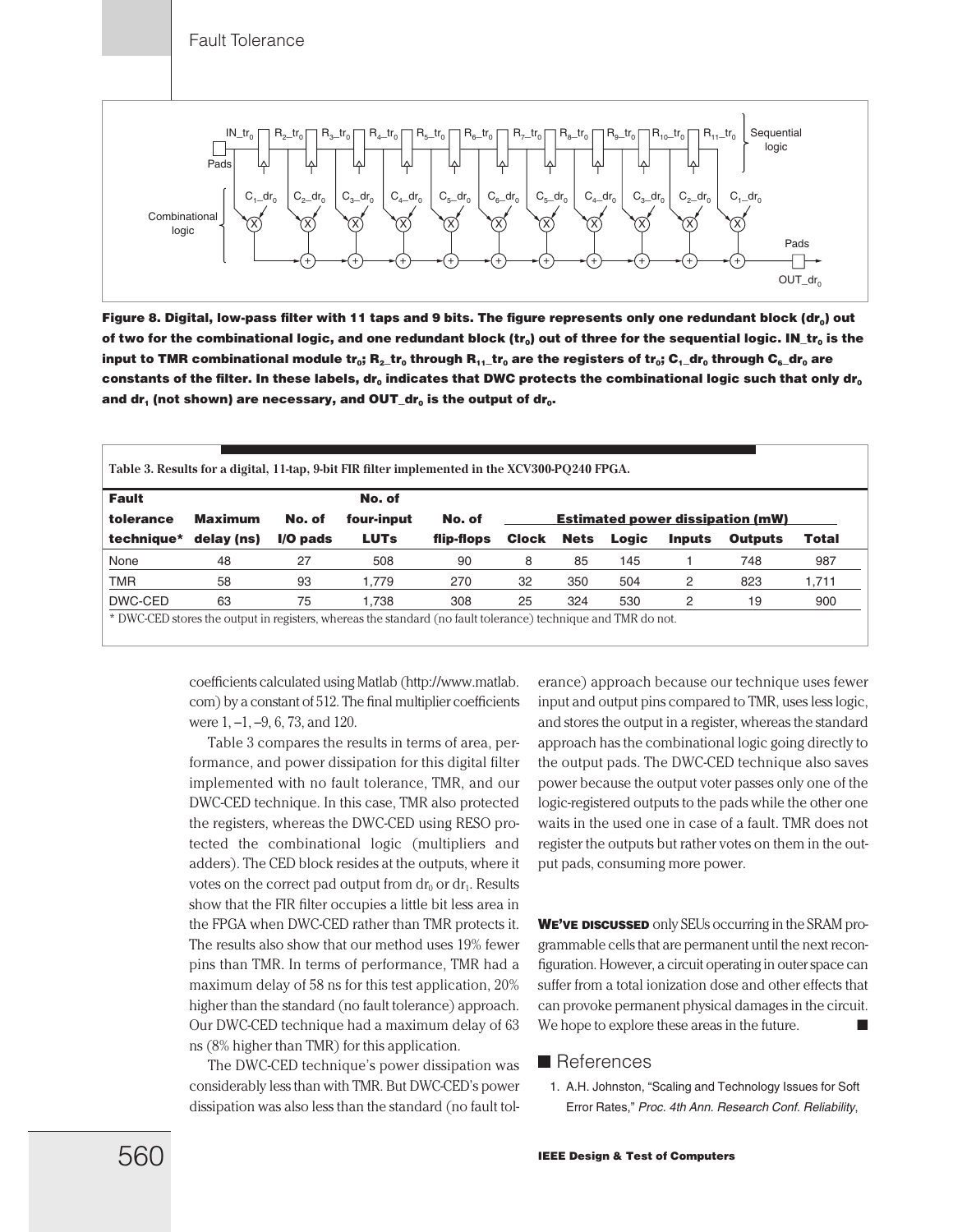Figure 8. Digital, low-pass filter with 11 taps and 9 bits. The figure represents only one redundant block ($dr_0$) out of two for the combinational logic, and one redundant block ($tr_0$) out of three for the sequential logic. $IN\_tr_0$ is the input to TMR combinational module $tr_0$; $R_2\_tr_0$ through $R_{11}\_tr_0$ are the registers of $tr_0$; $C_1\_dr_0$ through $C_6\_dr_0$ are constants of the filter. In these labels, $dr_0$ indicates that DWC protects the combinational logic such that only $dr_0$ and $dr_1$ (not shown) are necessary, and $OUT\_dr_0$ is the output of $dr_0$.

Table 3. Results for a digital, 11-tap, 9-bit FIR filter implemented in the XCV300-PQ240 FPGA.

| Fault tolerance technique* | Maximum delay (ns) | No. of I/O pads | No. of four-input LUTs | No. of flip-flops | Estimated power dissipation (mW) | | | | | |
|---|---|---|---|---|---|---|---|---|---|---|
| | | | | | Clock | Nets | Logic | Inputs | Outputs | Total |
| None | 48 | 27 | 508 | 90 | 8 | 85 | 145 | 1 | 748 | 987 |
| TMR | 58 | 93 | 1,779 | 270 | 32 | 350 | 504 | 2 | 823 | 1,711 |
| DWC-CED | 63 | 75 | 1,738 | 308 | 25 | 324 | 530 | 2 | 19 | 900 |

\* DWC-CED stores the output in registers, whereas the standard (no fault tolerance) technique and TMR do not.

coefficients calculated using Matlab (http://www.matlab.com) by a constant of 512. The final multiplier coefficients were 1, –1, –9, 6, 73, and 120.

Table 3 compares the results in terms of area, performance, and power dissipation for this digital filter implemented with no fault tolerance, TMR, and our DWC-CED technique. In this case, TMR also protected the registers, whereas the DWC-CED using RESO protected the combinational logic (multipliers and adders). The CED block resides at the outputs, where it votes on the correct pad output from $dr_0$ or $dr_1$. Results show that the FIR filter occupies a little bit less area in the FPGA when DWC-CED rather than TMR protects it. The results also show that our method uses 19% fewer pins than TMR. In terms of performance, TMR had a maximum delay of 58 ns for this test application, 20% higher than the standard (no fault tolerance) approach. Our DWC-CED technique had a maximum delay of 63 ns (8% higher than TMR) for this application.

The DWC-CED technique's power dissipation was considerably less than with TMR. But DWC-CED's power dissipation was also less than the standard (no fault tolerance) approach because our technique uses fewer input and output pins compared to TMR, uses less logic, and stores the output in a register, whereas the standard approach has the combinational logic going directly to the output pads. The DWC-CED technique also saves power because the output voter passes only one of the logic-registered outputs to the pads while the other one waits in the used one in case of a fault. TMR does not register the outputs but rather votes on them in the output pads, consuming more power.

**We've discussed** only SEUs occurring in the SRAM programmable cells that are permanent until the next reconfiguration. However, a circuit operating in outer space can suffer from a total ionization dose and other effects that can provoke permanent physical damages in the circuit. We hope to explore these areas in the future. ■

## References

1. A.H. Johnston, "Scaling and Technology Issues for Soft Error Rates," *Proc. 4th Ann. Research Conf. Reliability*,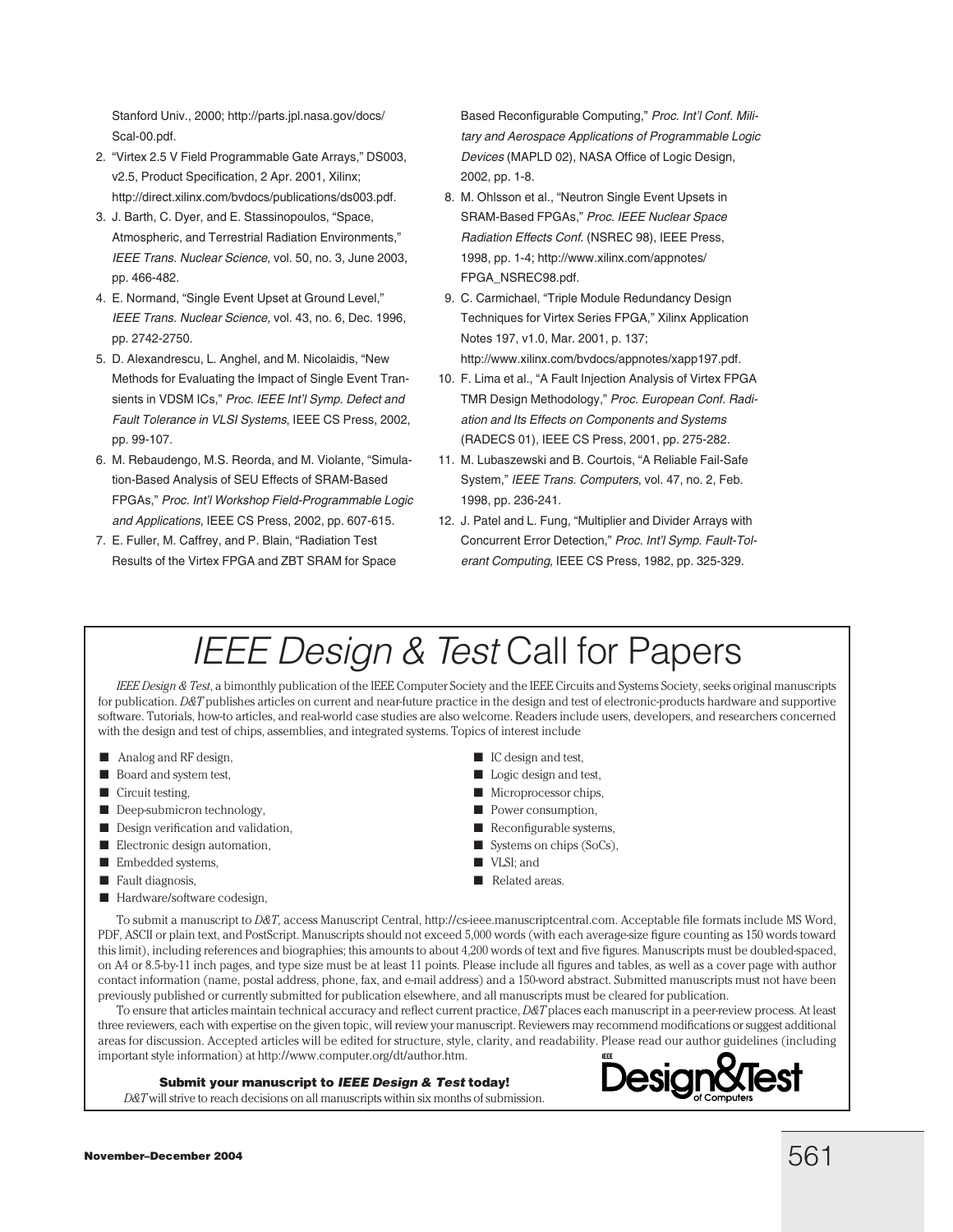Stanford Univ., 2000; http://parts.jpl.nasa.gov/docs/Scal-00.pdf.

2. "Virtex 2.5 V Field Programmable Gate Arrays," DS003, v2.5, Product Specification, 2 Apr. 2001, Xilinx; http://direct.xilinx.com/bvdocs/publications/ds003.pdf.
3. J. Barth, C. Dyer, and E. Stassinopoulos, "Space, Atmospheric, and Terrestrial Radiation Environments," *IEEE Trans. Nuclear Science*, vol. 50, no. 3, June 2003, pp. 466-482.
4. E. Normand, "Single Event Upset at Ground Level," *IEEE Trans. Nuclear Science*, vol. 43, no. 6, Dec. 1996, pp. 2742-2750.
5. D. Alexandrescu, L. Anghel, and M. Nicolaidis, "New Methods for Evaluating the Impact of Single Event Transients in VDSM ICs," *Proc. IEEE Int'l Symp. Defect and Fault Tolerance in VLSI Systems*, IEEE CS Press, 2002, pp. 99-107.
6. M. Rebaudengo, M.S. Reorda, and M. Violante, "Simulation-Based Analysis of SEU Effects of SRAM-Based FPGAs," *Proc. Int'l Workshop Field-Programmable Logic and Applications*, IEEE CS Press, 2002, pp. 607-615.
7. E. Fuller, M. Caffrey, and P. Blain, "Radiation Test Results of the Virtex FPGA and ZBT SRAM for Space Based Reconfigurable Computing," *Proc. Int'l Conf. Military and Aerospace Applications of Programmable Logic Devices* (MAPLD 02), NASA Office of Logic Design, 2002, pp. 1-8.
8. M. Ohlsson et al., "Neutron Single Event Upsets in SRAM-Based FPGAs," *Proc. IEEE Nuclear Space Radiation Effects Conf.* (NSREC 98), IEEE Press, 1998, pp. 1-4; http://www.xilinx.com/appnotes/FPGA_NSREC98.pdf.
9. C. Carmichael, "Triple Module Redundancy Design Techniques for Virtex Series FPGA," Xilinx Application Notes 197, v1.0, Mar. 2001, p. 137; http://www.xilinx.com/bvdocs/appnotes/xapp197.pdf.
10. F. Lima et al., "A Fault Injection Analysis of Virtex FPGA TMR Design Methodology," *Proc. European Conf. Radiation and Its Effects on Components and Systems* (RADECS 01), IEEE CS Press, 2001, pp. 275-282.
11. M. Lubaszewski and B. Courtois, "A Reliable Fail-Safe System," *IEEE Trans. Computers*, vol. 47, no. 2, Feb. 1998, pp. 236-241.
12. J. Patel and L. Fung, "Multiplier and Divider Arrays with Concurrent Error Detection," *Proc. Int'l Symp. Fault-Tolerant Computing*, IEEE CS Press, 1982, pp. 325-329.

# *IEEE Design & Test* Call for Papers

*IEEE Design & Test*, a bimonthly publication of the IEEE Computer Society and the IEEE Circuits and Systems Society, seeks original manuscripts for publication. *D&T* publishes articles on current and near-future practice in the design and test of electronic-products hardware and supportive software. Tutorials, how-to articles, and real-world case studies are also welcome. Readers include users, developers, and researchers concerned with the design and test of chips, assemblies, and integrated systems. Topics of interest include

- Analog and RF design,
- Board and system test,
- Circuit testing,
- Deep-submicron technology,
- Design verification and validation,
- Electronic design automation,
- Embedded systems,
- Fault diagnosis,
- Hardware/software codesign,
- IC design and test,
- Logic design and test,
- Microprocessor chips,
- Power consumption,
- Reconfigurable systems,
- Systems on chips (SoCs),
- VLSI; and
- Related areas.

To submit a manuscript to *D&T*, access Manuscript Central, http://cs-ieee.manuscriptcentral.com. Acceptable file formats include MS Word, PDF, ASCII or plain text, and PostScript. Manuscripts should not exceed 5,000 words (with each average-size figure counting as 150 words toward this limit), including references and biographies; this amounts to about 4,200 words of text and five figures. Manuscripts must be doubled-spaced, on A4 or 8.5-by-11 inch pages, and type size must be at least 11 points. Please include all figures and tables, as well as a cover page with author contact information (name, postal address, phone, fax, and e-mail address) and a 150-word abstract. Submitted manuscripts must not have been previously published or currently submitted for publication elsewhere, and all manuscripts must be cleared for publication.

To ensure that articles maintain technical accuracy and reflect current practice, *D&T* places each manuscript in a peer-review process. At least three reviewers, each with expertise on the given topic, will review your manuscript. Reviewers may recommend modifications or suggest additional areas for discussion. Accepted articles will be edited for structure, style, clarity, and readability. Please read our author guidelines (including important style information) at http://www.computer.org/dt/author.htm.

**Submit your manuscript to *IEEE Design & Test* today!**

*D&T* will strive to reach decisions on all manuscripts within six months of submission.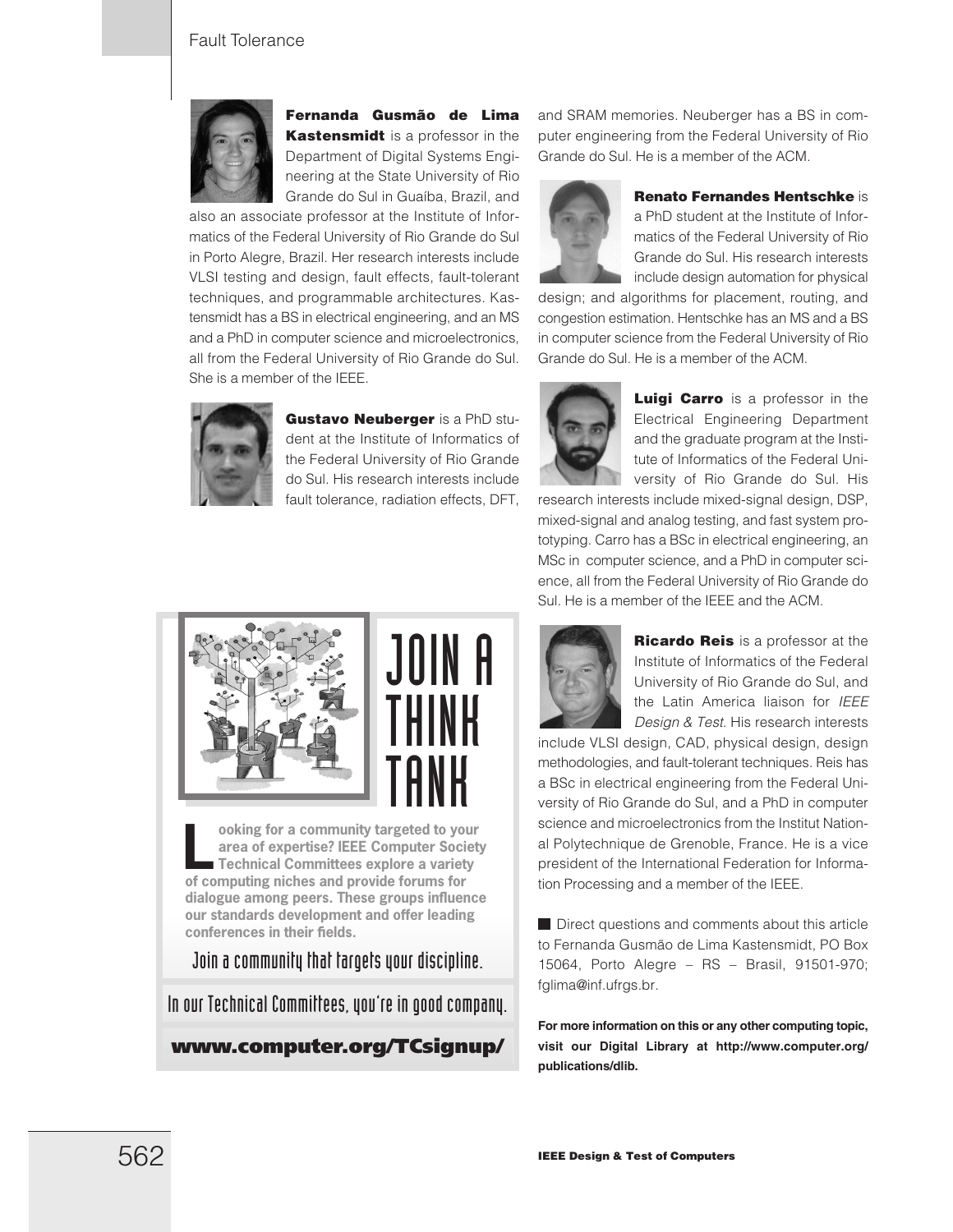**Fernanda Gusmão de Lima Kastensmidt** is a professor in the Department of Digital Systems Engineering at the State University of Rio Grande do Sul in Guaíba, Brazil, and also an associate professor at the Institute of Informatics of the Federal University of Rio Grande do Sul in Porto Alegre, Brazil. Her research interests include VLSI testing and design, fault effects, fault-tolerant techniques, and programmable architectures. Kastensmidt has a BS in electrical engineering, and an MS and a PhD in computer science and microelectronics, all from the Federal University of Rio Grande do Sul. She is a member of the IEEE.

**Gustavo Neuberger** is a PhD student at the Institute of Informatics of the Federal University of Rio Grande do Sul. His research interests include fault tolerance, radiation effects, DFT, and SRAM memories. Neuberger has a BS in computer engineering from the Federal University of Rio Grande do Sul. He is a member of the ACM.

**Renato Fernandes Hentschke** is a PhD student at the Institute of Informatics of the Federal University of Rio Grande do Sul. His research interests include design automation for physical design; and algorithms for placement, routing, and congestion estimation. Hentschke has an MS and a BS in computer science from the Federal University of Rio Grande do Sul. He is a member of the ACM.

**Luigi Carro** is a professor in the Electrical Engineering Department and the graduate program at the Institute of Informatics of the Federal University of Rio Grande do Sul. His research interests include mixed-signal design, DSP, mixed-signal and analog testing, and fast system prototyping. Carro has a BSc in electrical engineering, an MSc in computer science, and a PhD in computer science, all from the Federal University of Rio Grande do Sul. He is a member of the IEEE and the ACM.

**Ricardo Reis** is a professor at the Institute of Informatics of the Federal University of Rio Grande do Sul, and the Latin America liaison for *IEEE Design & Test*. His research interests include VLSI design, CAD, physical design, design methodologies, and fault-tolerant techniques. Reis has a BSc in electrical engineering from the Federal University of Rio Grande do Sul, and a PhD in computer science and microelectronics from the Institut National Polytechnique de Grenoble, France. He is a vice president of the International Federation for Information Processing and a member of the IEEE.

Direct questions and comments about this article to Fernanda Gusmão de Lima Kastensmidt, PO Box 15064, Porto Alegre – RS – Brasil, 91501-970; fglima@inf.ufrgs.br.

**For more information on this or any other computing topic, visit our Digital Library at http://www.computer.org/publications/dlib.**

# JOIN A THINK TANK

**Looking for a community targeted to your area of expertise? IEEE Computer Society Technical Committees explore a variety of computing niches and provide forums for dialogue among peers. These groups influence our standards development and offer leading conferences in their fields.**

Join a community that targets your discipline.

In our Technical Committees, you're in good company.

**www.computer.org/TCsignup/**